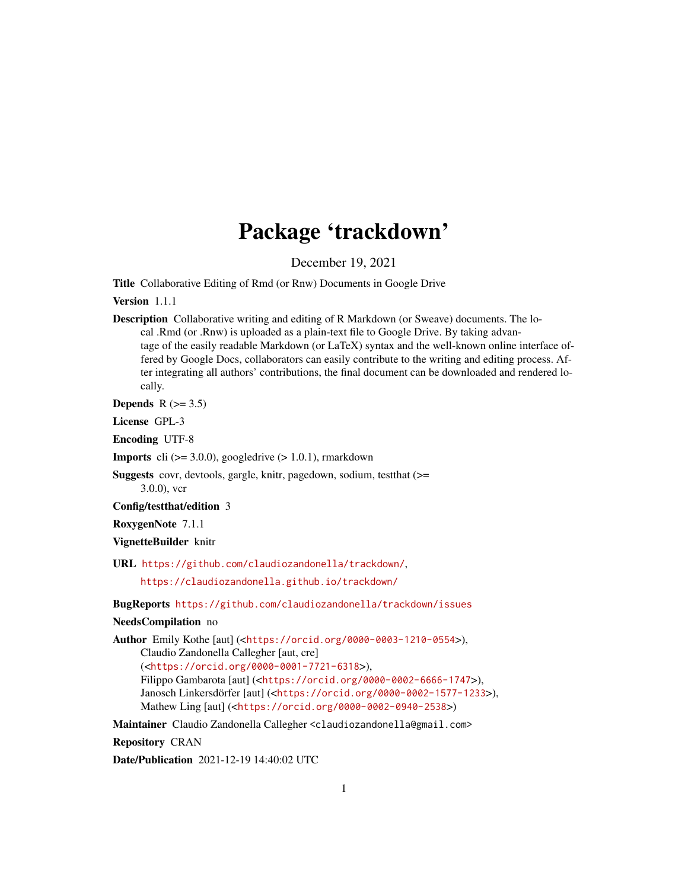# Package 'trackdown'

December 19, 2021

**Title** Collaborative Editing of Rmd (or Rnw) Documents in Google Drive

**Version** 1.1.1

**Description** Collaborative writing and editing of R Markdown (or Sweave) documents. The local .Rmd (or .Rnw) is uploaded as a plain-text file to Google Drive. By taking advantage of the easily readable Markdown (or LaTeX) syntax and the well-known online interface offered by Google Docs, collaborators can easily contribute to the writing and editing process. After integrating all authors' contributions, the final document can be downloaded and rendered locally.

**Depends** R (>= 3.5)

**License** GPL-3

**Encoding** UTF-8

**Imports** cli (>= 3.0.0), googledrive (> 1.0.1), rmarkdown

**Suggests** covr, devtools, gargle, knitr, pagedown, sodium, testthat (>= 3.0.0), vcr

**Config/testthat/edition** 3

**RoxygenNote** 7.1.1

**VignetteBuilder** knitr

**URL** https://github.com/claudiozandonella/trackdown/, https://claudiozandonella.github.io/trackdown/

**BugReports** https://github.com/claudiozandonella/trackdown/issues

**NeedsCompilation** no

**Author** Emily Kothe [aut] (<https://orcid.org/0000-0003-1210-0554>), Claudio Zandonella Callegher [aut, cre] (<https://orcid.org/0000-0001-7721-6318>), Filippo Gambarota [aut] (<https://orcid.org/0000-0002-6666-1747>), Janosch Linkersdörfer [aut] (<https://orcid.org/0000-0002-1577-1233>), Mathew Ling [aut] (<https://orcid.org/0000-0002-0940-2538>)

**Maintainer** Claudio Zandonella Callegher <claudiozandonella@gmail.com>

**Repository** CRAN

**Date/Publication** 2021-12-19 14:40:02 UTC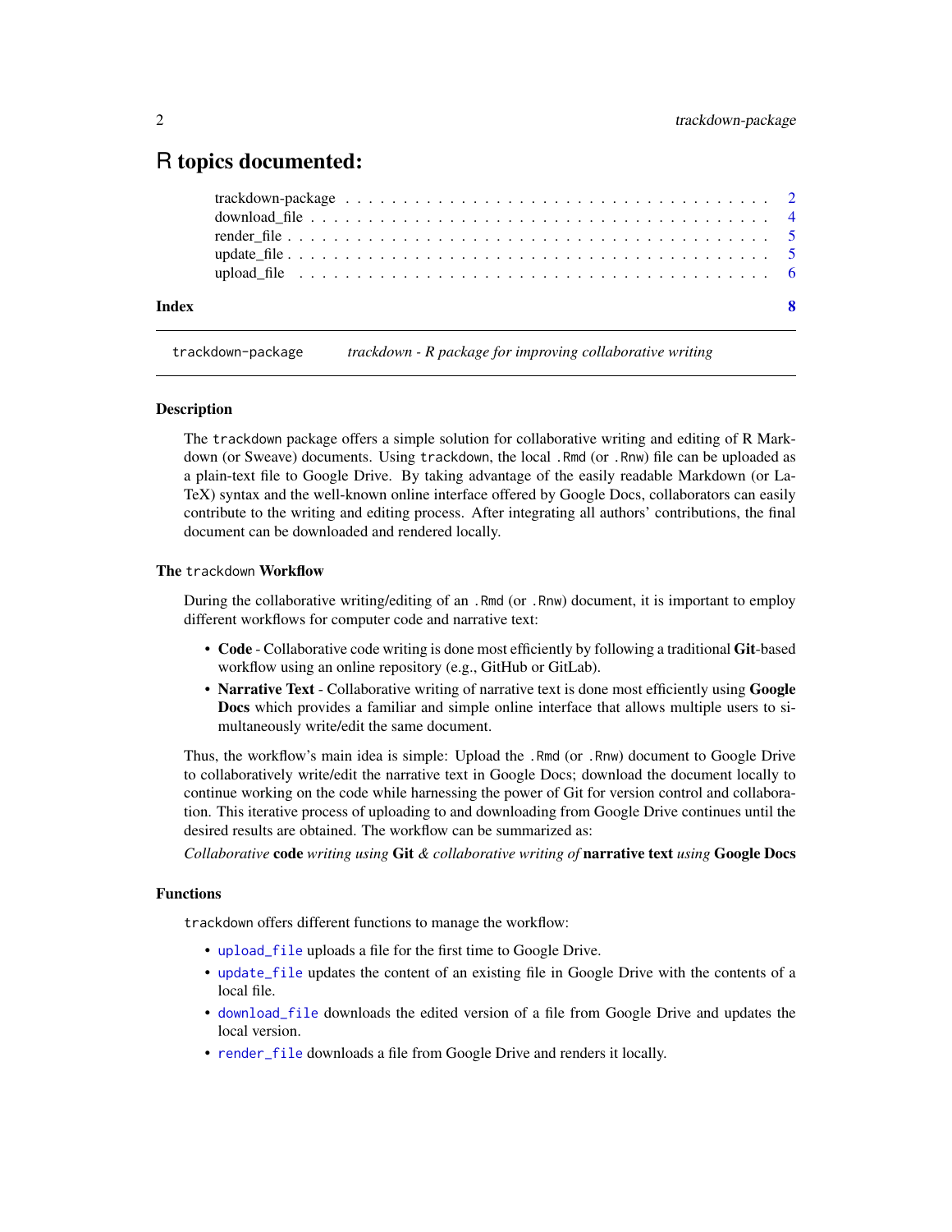# R topics documented:

- trackdown-package . . . . . . . . . . . . . . . . . . . . . . . . . . . . . . . . . . 2
- download_file . . . . . . . . . . . . . . . . . . . . . . . . . . . . . . . . . . . . . . 4
- render_file . . . . . . . . . . . . . . . . . . . . . . . . . . . . . . . . . . . . . . . . 5
- update_file . . . . . . . . . . . . . . . . . . . . . . . . . . . . . . . . . . . . . . . . 5
- upload_file . . . . . . . . . . . . . . . . . . . . . . . . . . . . . . . . . . . . . . . . 6

**Index** **8**

---

`trackdown-package` *trackdown - R package for improving collaborative writing*

---

### Description

The `trackdown` package offers a simple solution for collaborative writing and editing of R Markdown (or Sweave) documents. Using `trackdown`, the local `.Rmd` (or `.Rnw`) file can be uploaded as a plain-text file to Google Drive. By taking advantage of the easily readable Markdown (or LaTeX) syntax and the well-known online interface offered by Google Docs, collaborators can easily contribute to the writing and editing process. After integrating all authors' contributions, the final document can be downloaded and rendered locally.

### The `trackdown` Workflow

During the collaborative writing/editing of an `.Rmd` (or `.Rnw`) document, it is important to employ different workflows for computer code and narrative text:

- **Code** - Collaborative code writing is done most efficiently by following a traditional **Git**-based workflow using an online repository (e.g., GitHub or GitLab).
- **Narrative Text** - Collaborative writing of narrative text is done most efficiently using **Google Docs** which provides a familiar and simple online interface that allows multiple users to simultaneously write/edit the same document.

Thus, the workflow's main idea is simple: Upload the `.Rmd` (or `.Rnw`) document to Google Drive to collaboratively write/edit the narrative text in Google Docs; download the document locally to continue working on the code while harnessing the power of Git for version control and collaboration. This iterative process of uploading to and downloading from Google Drive continues until the desired results are obtained. The workflow can be summarized as:

*Collaborative* **code** *writing using* **Git** *& collaborative writing of* **narrative text** *using* **Google Docs**

### Functions

`trackdown` offers different functions to manage the workflow:

- `upload_file` uploads a file for the first time to Google Drive.
- `update_file` updates the content of an existing file in Google Drive with the contents of a local file.
- `download_file` downloads the edited version of a file from Google Drive and updates the local version.
- `render_file` downloads a file from Google Drive and renders it locally.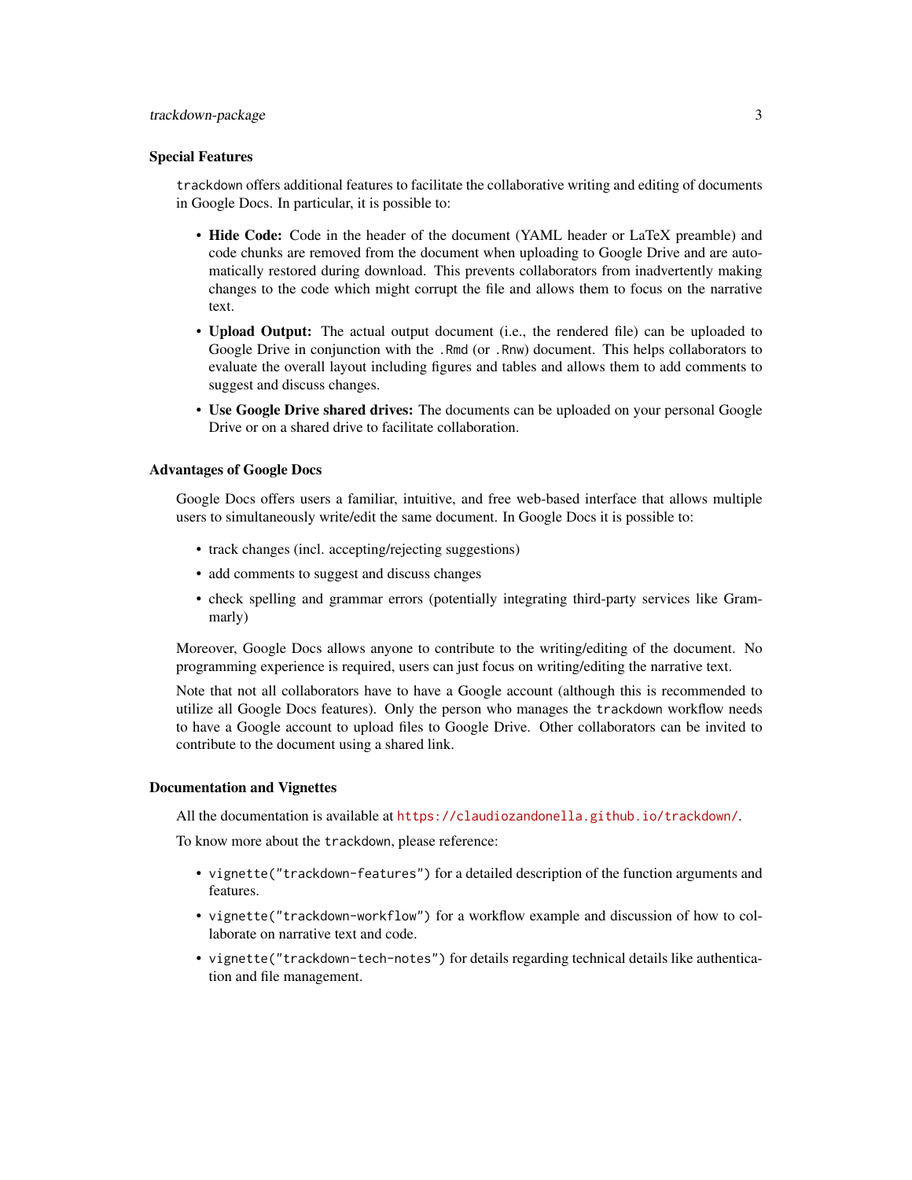### Special Features

`trackdown` offers additional features to facilitate the collaborative writing and editing of documents in Google Docs. In particular, it is possible to:

- **Hide Code:** Code in the header of the document (YAML header or LaTeX preamble) and code chunks are removed from the document when uploading to Google Drive and are automatically restored during download. This prevents collaborators from inadvertently making changes to the code which might corrupt the file and allows them to focus on the narrative text.
- **Upload Output:** The actual output document (i.e., the rendered file) can be uploaded to Google Drive in conjunction with the `.Rmd` (or `.Rnw`) document. This helps collaborators to evaluate the overall layout including figures and tables and allows them to add comments to suggest and discuss changes.
- **Use Google Drive shared drives:** The documents can be uploaded on your personal Google Drive or on a shared drive to facilitate collaboration.

### Advantages of Google Docs

Google Docs offers users a familiar, intuitive, and free web-based interface that allows multiple users to simultaneously write/edit the same document. In Google Docs it is possible to:

- track changes (incl. accepting/rejecting suggestions)
- add comments to suggest and discuss changes
- check spelling and grammar errors (potentially integrating third-party services like Grammarly)

Moreover, Google Docs allows anyone to contribute to the writing/editing of the document. No programming experience is required, users can just focus on writing/editing the narrative text.

Note that not all collaborators have to have a Google account (although this is recommended to utilize all Google Docs features). Only the person who manages the `trackdown` workflow needs to have a Google account to upload files to Google Drive. Other collaborators can be invited to contribute to the document using a shared link.

### Documentation and Vignettes

All the documentation is available at https://claudiozandonella.github.io/trackdown/.

To know more about the `trackdown`, please reference:

- `vignette("trackdown-features")` for a detailed description of the function arguments and features.
- `vignette("trackdown-workflow")` for a workflow example and discussion of how to collaborate on narrative text and code.
- `vignette("trackdown-tech-notes")` for details regarding technical details like authentication and file management.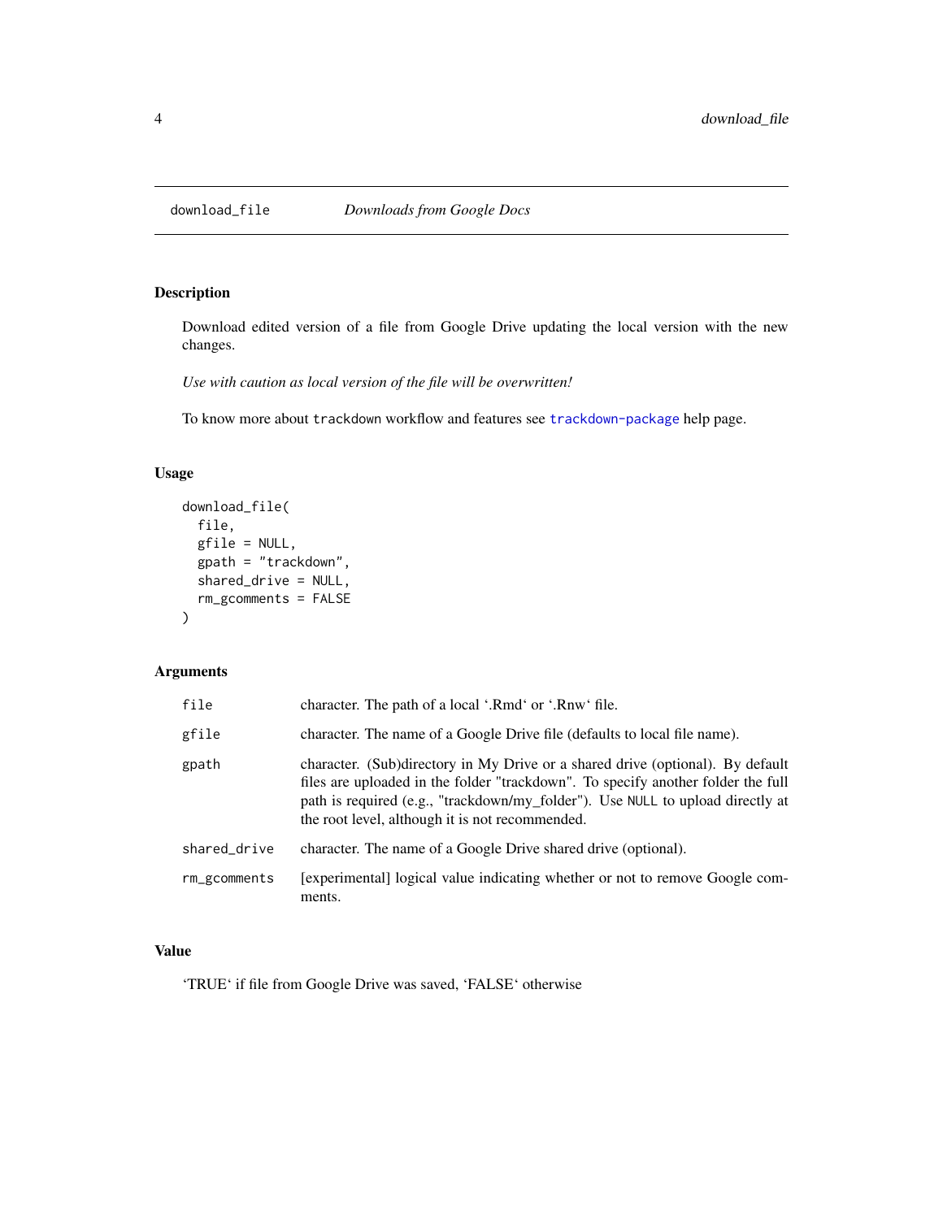# download_file — *Downloads from Google Docs*

## Description

Download edited version of a file from Google Drive updating the local version with the new changes.

*Use with caution as local version of the file will be overwritten!*

To know more about `trackdown` workflow and features see `trackdown-package` help page.

## Usage

```
download_file(
  file,
  gfile = NULL,
  gpath = "trackdown",
  shared_drive = NULL,
  rm_gcomments = FALSE
)
```

## Arguments

| | |
|---|---|
| `file` | character. The path of a local '.Rmd' or '.Rnw' file. |
| `gfile` | character. The name of a Google Drive file (defaults to local file name). |
| `gpath` | character. (Sub)directory in My Drive or a shared drive (optional). By default files are uploaded in the folder "trackdown". To specify another folder the full path is required (e.g., "trackdown/my_folder"). Use `NULL` to upload directly at the root level, although it is not recommended. |
| `shared_drive` | character. The name of a Google Drive shared drive (optional). |
| `rm_gcomments` | [experimental] logical value indicating whether or not to remove Google comments. |

## Value

'TRUE' if file from Google Drive was saved, 'FALSE' otherwise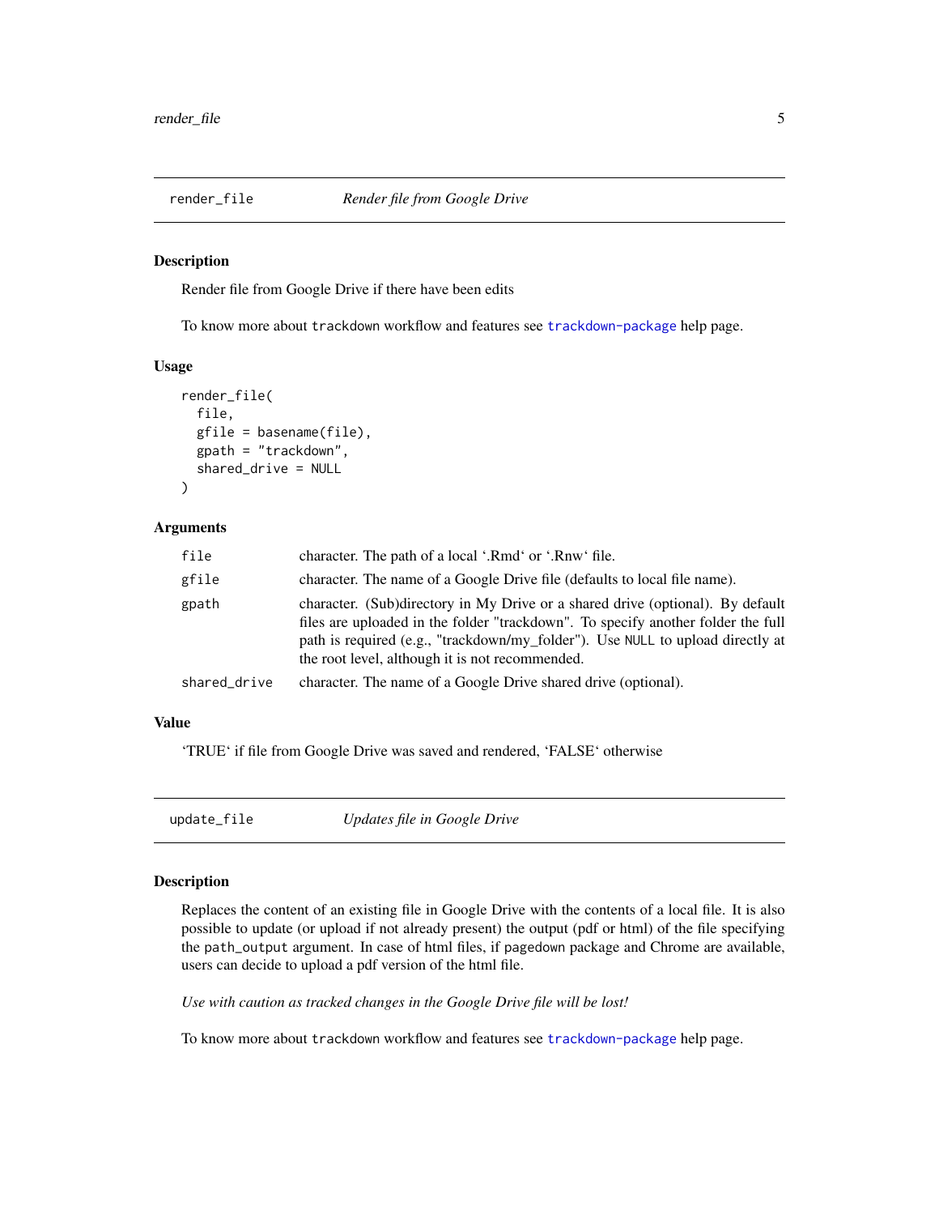## render_file — *Render file from Google Drive*

### Description

Render file from Google Drive if there have been edits

To know more about `trackdown` workflow and features see trackdown-package help page.

### Usage

```
render_file(
  file,
  gfile = basename(file),
  gpath = "trackdown",
  shared_drive = NULL
)
```

### Arguments

| | |
|---|---|
| `file` | character. The path of a local '.Rmd' or '.Rnw' file. |
| `gfile` | character. The name of a Google Drive file (defaults to local file name). |
| `gpath` | character. (Sub)directory in My Drive or a shared drive (optional). By default files are uploaded in the folder "trackdown". To specify another folder the full path is required (e.g., "trackdown/my_folder"). Use `NULL` to upload directly at the root level, although it is not recommended. |
| `shared_drive` | character. The name of a Google Drive shared drive (optional). |

### Value

'TRUE' if file from Google Drive was saved and rendered, 'FALSE' otherwise

## update_file — *Updates file in Google Drive*

### Description

Replaces the content of an existing file in Google Drive with the contents of a local file. It is also possible to update (or upload if not already present) the output (pdf or html) of the file specifying the `path_output` argument. In case of html files, if `pagedown` package and Chrome are available, users can decide to upload a pdf version of the html file.

*Use with caution as tracked changes in the Google Drive file will be lost!*

To know more about `trackdown` workflow and features see trackdown-package help page.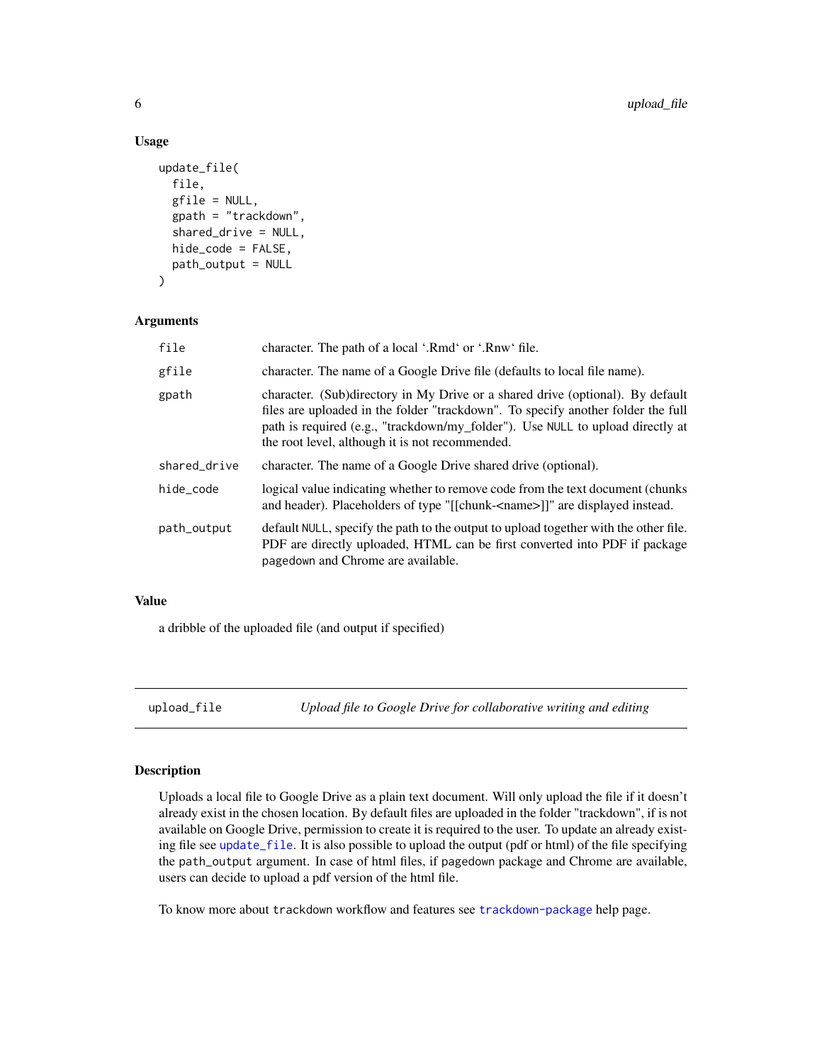### Usage

```
update_file(
  file,
  gfile = NULL,
  gpath = "trackdown",
  shared_drive = NULL,
  hide_code = FALSE,
  path_output = NULL
)
```

### Arguments

| | |
|---|---|
| `file` | character. The path of a local '.Rmd' or '.Rnw' file. |
| `gfile` | character. The name of a Google Drive file (defaults to local file name). |
| `gpath` | character. (Sub)directory in My Drive or a shared drive (optional). By default files are uploaded in the folder "trackdown". To specify another folder the full path is required (e.g., "trackdown/my_folder"). Use `NULL` to upload directly at the root level, although it is not recommended. |
| `shared_drive` | character. The name of a Google Drive shared drive (optional). |
| `hide_code` | logical value indicating whether to remove code from the text document (chunks and header). Placeholders of type "[[chunk-<name>]]" are displayed instead. |
| `path_output` | default `NULL`, specify the path to the output to upload together with the other file. PDF are directly uploaded, HTML can be first converted into PDF if package `pagedown` and Chrome are available. |

### Value

a dribble of the uploaded file (and output if specified)

---

## `upload_file` *Upload file to Google Drive for collaborative writing and editing*

### Description

Uploads a local file to Google Drive as a plain text document. Will only upload the file if it doesn't already exist in the chosen location. By default files are uploaded in the folder "trackdown", if is not available on Google Drive, permission to create it is required to the user. To update an already existing file see `update_file`. It is also possible to upload the output (pdf or html) of the file specifying the `path_output` argument. In case of html files, if `pagedown` package and Chrome are available, users can decide to upload a pdf version of the html file.

To know more about `trackdown` workflow and features see `trackdown-package` help page.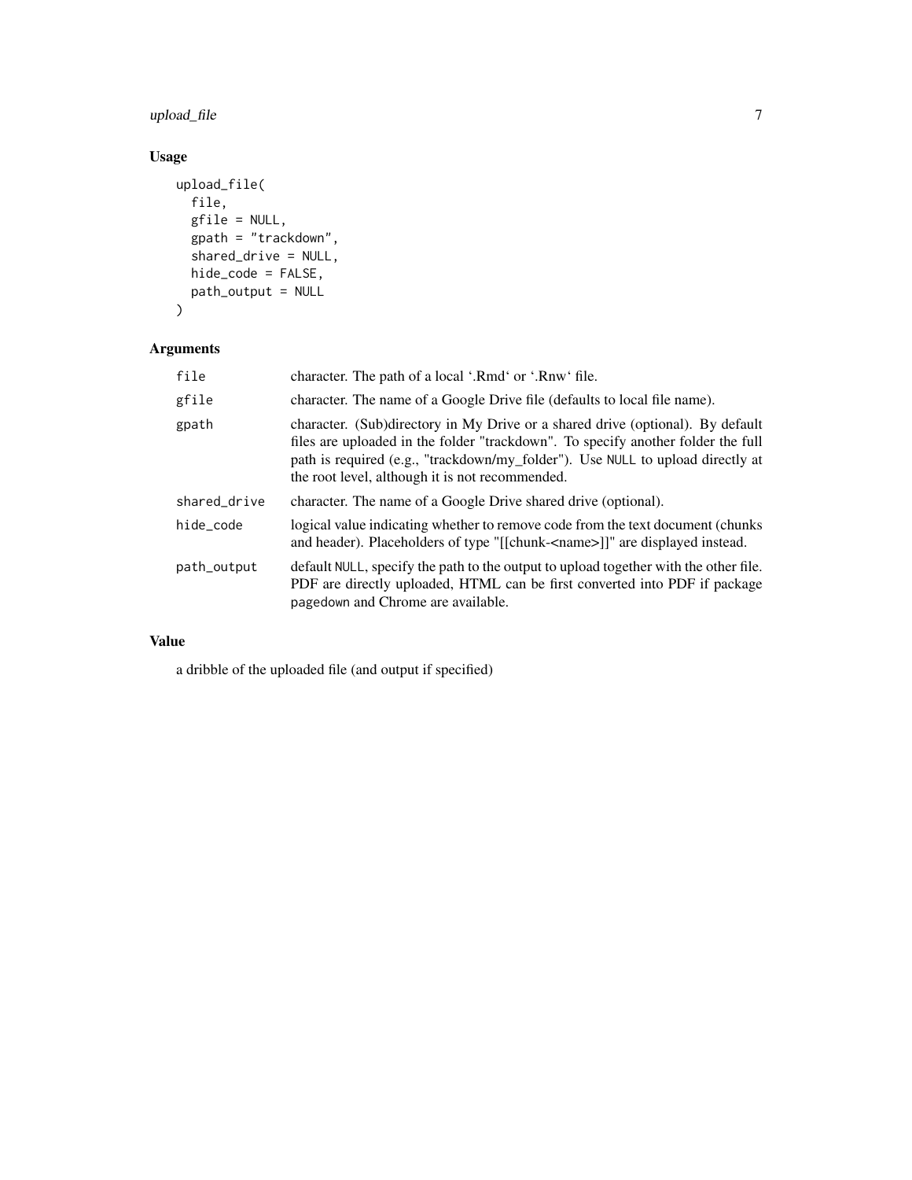## Usage

```
upload_file(
  file,
  gfile = NULL,
  gpath = "trackdown",
  shared_drive = NULL,
  hide_code = FALSE,
  path_output = NULL
)
```

## Arguments

| | |
|---|---|
| file | character. The path of a local '.Rmd' or '.Rnw' file. |
| gfile | character. The name of a Google Drive file (defaults to local file name). |
| gpath | character. (Sub)directory in My Drive or a shared drive (optional). By default files are uploaded in the folder "trackdown". To specify another folder the full path is required (e.g., "trackdown/my_folder"). Use `NULL` to upload directly at the root level, although it is not recommended. |
| shared_drive | character. The name of a Google Drive shared drive (optional). |
| hide_code | logical value indicating whether to remove code from the text document (chunks and header). Placeholders of type "[[chunk-<name>]]" are displayed instead. |
| path_output | default `NULL`, specify the path to the output to upload together with the other file. PDF are directly uploaded, HTML can be first converted into PDF if package `pagedown` and Chrome are available. |

## Value

a dribble of the uploaded file (and output if specified)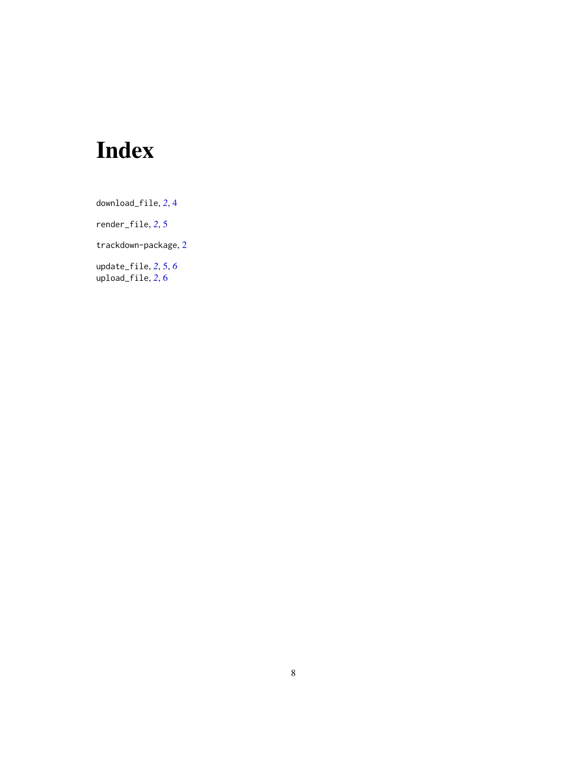# Index

download_file, *2*, 4

render_file, *2*, 5

trackdown-package, 2

update_file, *2*, 5, *6*
upload_file, *2*, 6